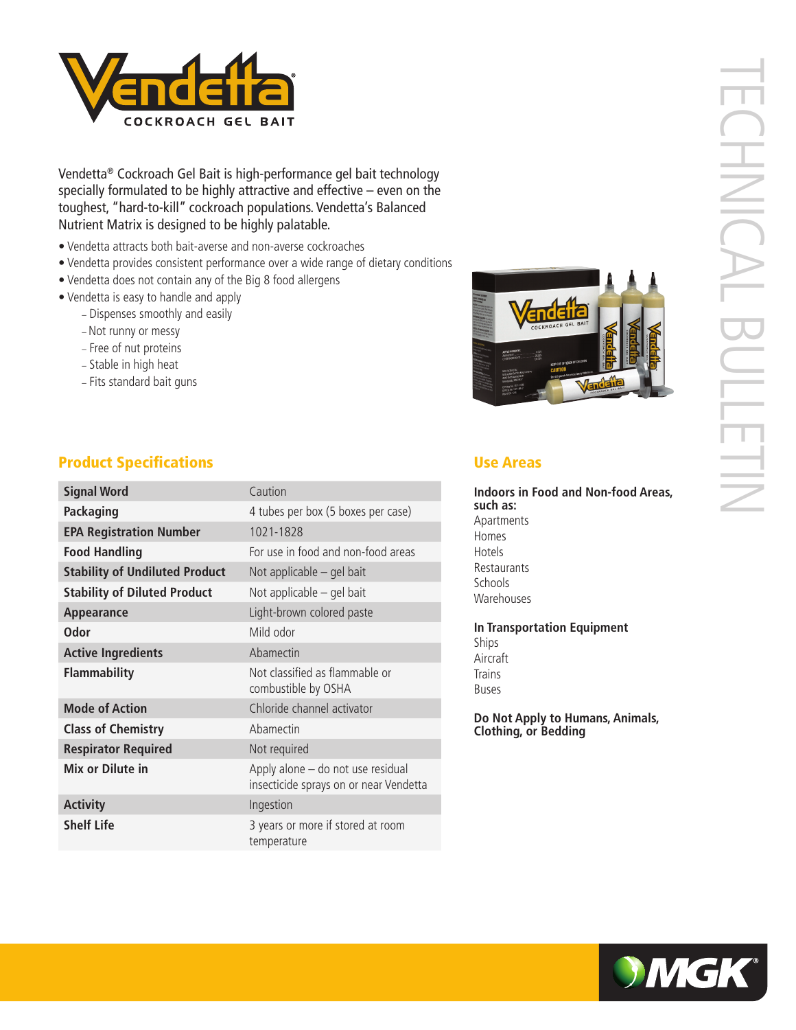# Vendetta® COCKROACH GEL BAIT

TECHNICAL BULLETIN

Vendetta® Cockroach Gel Bait is high-performance gel bait technology specially formulated to be highly attractive and effective – even on the toughest, "hard-to-kill" cockroach populations. Vendetta's Balanced Nutrient Matrix is designed to be highly palatable.

- Vendetta attracts both bait-averse and non-averse cockroaches
- Vendetta provides consistent performance over a wide range of dietary conditions
- Vendetta does not contain any of the Big 8 food allergens
- Vendetta is easy to handle and apply
  - Dispenses smoothly and easily
  - Not runny or messy
  - Free of nut proteins
  - Stable in high heat
  - Fits standard bait guns

## Product Specifications

| | |
|---|---|
| **Signal Word** | Caution |
| **Packaging** | 4 tubes per box (5 boxes per case) |
| **EPA Registration Number** | 1021-1828 |
| **Food Handling** | For use in food and non-food areas |
| **Stability of Undiluted Product** | Not applicable – gel bait |
| **Stability of Diluted Product** | Not applicable – gel bait |
| **Appearance** | Light-brown colored paste |
| **Odor** | Mild odor |
| **Active Ingredients** | Abamectin |
| **Flammability** | Not classified as flammable or combustible by OSHA |
| **Mode of Action** | Chloride channel activator |
| **Class of Chemistry** | Abamectin |
| **Respirator Required** | Not required |
| **Mix or Dilute in** | Apply alone – do not use residual insecticide sprays on or near Vendetta |
| **Activity** | Ingestion |
| **Shelf Life** | 3 years or more if stored at room temperature |

## Use Areas

**Indoors in Food and Non-food Areas, such as:**

Apartments
Homes
Hotels
Restaurants
Schools
Warehouses

**In Transportation Equipment**

Ships
Aircraft
Trains
Buses

**Do Not Apply to Humans, Animals, Clothing, or Bedding**

MGK®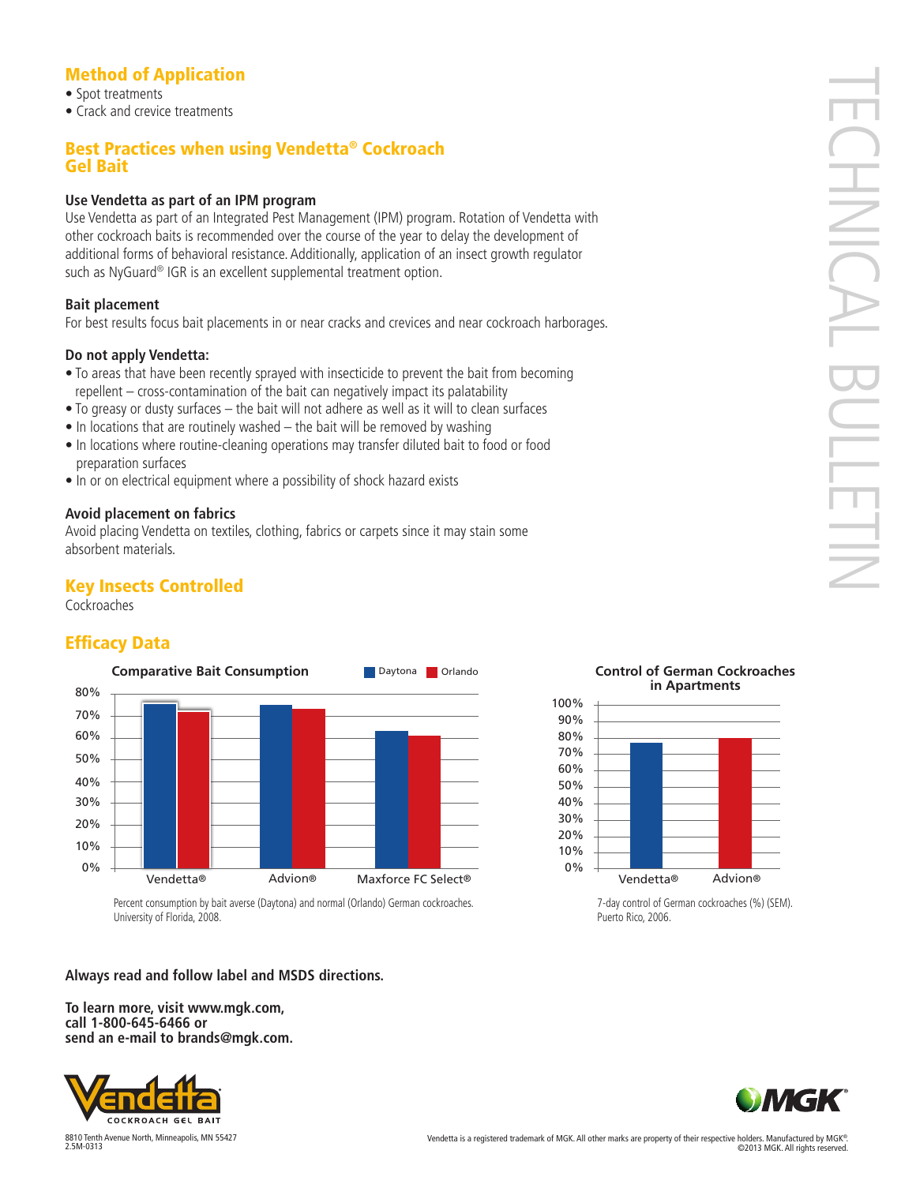## Method of Application

- Spot treatments
- Crack and crevice treatments

## Best Practices when using Vendetta® Cockroach Gel Bait

### Use Vendetta as part of an IPM program

Use Vendetta as part of an Integrated Pest Management (IPM) program. Rotation of Vendetta with other cockroach baits is recommended over the course of the year to delay the development of additional forms of behavioral resistance. Additionally, application of an insect growth regulator such as NyGuard® IGR is an excellent supplemental treatment option.

### Bait placement

For best results focus bait placements in or near cracks and crevices and near cockroach harborages.

### Do not apply Vendetta:

- To areas that have been recently sprayed with insecticide to prevent the bait from becoming repellent – cross-contamination of the bait can negatively impact its palatability
- To greasy or dusty surfaces – the bait will not adhere as well as it will to clean surfaces
- In locations that are routinely washed – the bait will be removed by washing
- In locations where routine-cleaning operations may transfer diluted bait to food or food preparation surfaces
- In or on electrical equipment where a possibility of shock hazard exists

### Avoid placement on fabrics

Avoid placing Vendetta on textiles, clothing, fabrics or carpets since it may stain some absorbent materials.

## Key Insects Controlled

Cockroaches

## Efficacy Data

**Comparative Bait Consumption**

Daytona  Orlando

80%
70%
60%
50%
40%
30%
20%
10%
0%

Vendetta®  Advion®  Maxforce FC Select®

Percent consumption by bait averse (Daytona) and normal (Orlando) German cockroaches. University of Florida, 2008.

**Control of German Cockroaches in Apartments**

100%
90%
80%
70%
60%
50%
40%
30%
20%
10%
0%

Vendetta®  Advion®

7-day control of German cockroaches (%) (SEM). Puerto Rico, 2006.

**Always read and follow label and MSDS directions.**

**To learn more, visit www.mgk.com, call 1-800-645-6466 or send an e-mail to brands@mgk.com.**

Vendetta COCKROACH GEL BAIT

8810 Tenth Avenue North, Minneapolis, MN 55427
2.5M-0313

MGK

Vendetta is a registered trademark of MGK. All other marks are property of their respective holders. Manufactured by MGK®.
©2013 MGK. All rights reserved.